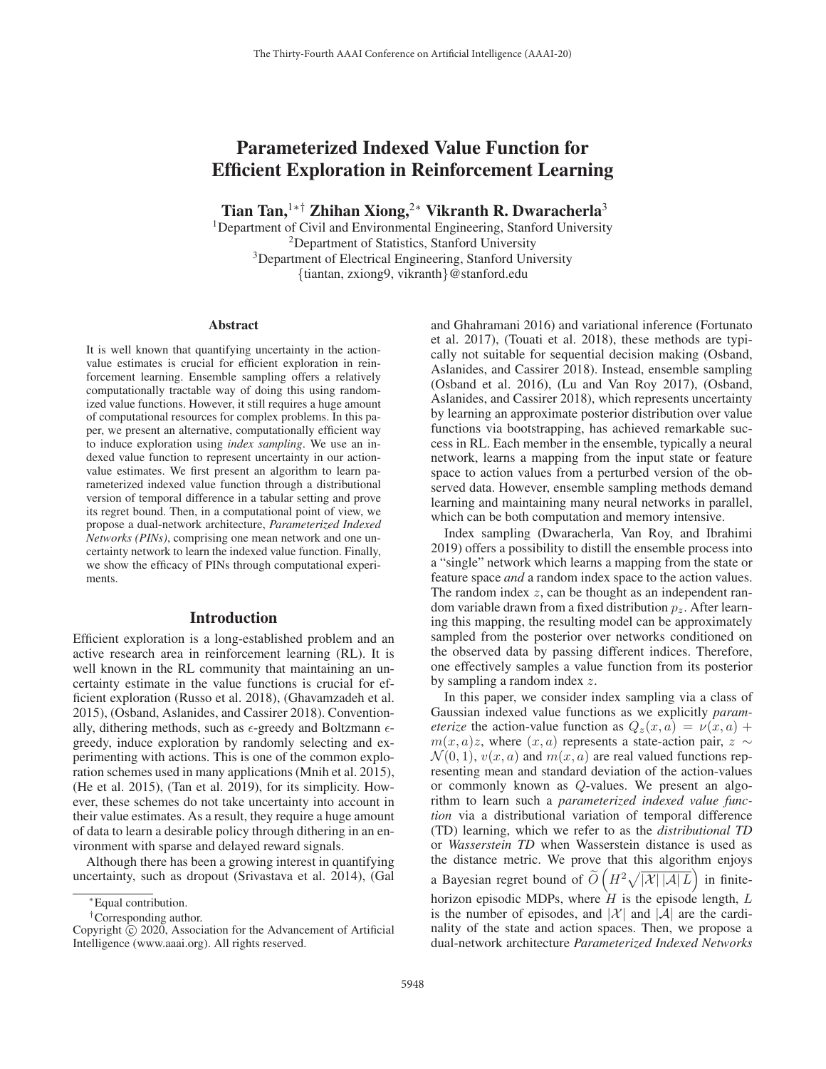# Parameterized Indexed Value Function for Efficient Exploration in Reinforcement Learning

**Tian Tan,[1*†] Zhihan Xiong,[2*] Vikranth R. Dwaracherla[3]**

[1]Department of Civil and Environmental Engineering, Stanford University
[2]Department of Statistics, Stanford University
[3]Department of Electrical Engineering, Stanford University
{tiantan, zxiong9, vikranth}@stanford.edu

## Abstract

It is well known that quantifying uncertainty in the action-value estimates is crucial for efficient exploration in reinforcement learning. Ensemble sampling offers a relatively computationally tractable way of doing this using randomized value functions. However, it still requires a huge amount of computational resources for complex problems. In this paper, we present an alternative, computationally efficient way to induce exploration using *index sampling*. We use an indexed value function to represent uncertainty in our action-value estimates. We first present an algorithm to learn parameterized indexed value function through a distributional version of temporal difference in a tabular setting and prove its regret bound. Then, in a computational point of view, we propose a dual-network architecture, *Parameterized Indexed Networks (PINs)*, comprising one mean network and one uncertainty network to learn the indexed value function. Finally, we show the efficacy of PINs through computational experiments.

## Introduction

Efficient exploration is a long-established problem and an active research area in reinforcement learning (RL). It is well known in the RL community that maintaining an uncertainty estimate in the value functions is crucial for efficient exploration (Russo et al. 2018), (Ghavamzadeh et al. 2015), (Osband, Aslanides, and Cassirer 2018). Conventionally, dithering methods, such as $\epsilon$-greedy and Boltzmann $\epsilon$-greedy, induce exploration by randomly selecting and experimenting with actions. This is one of the common exploration schemes used in many applications (Mnih et al. 2015), (He et al. 2015), (Tan et al. 2019), for its simplicity. However, these schemes do not take uncertainty into account in their value estimates. As a result, they require a huge amount of data to learn a desirable policy through dithering in an environment with sparse and delayed reward signals.

Although there has been a growing interest in quantifying uncertainty, such as dropout (Srivastava et al. 2014), (Gal and Ghahramani 2016) and variational inference (Fortunato et al. 2017), (Touati et al. 2018), these methods are typically not suitable for sequential decision making (Osband, Aslanides, and Cassirer 2018). Instead, ensemble sampling (Osband et al. 2016), (Lu and Van Roy 2017), (Osband, Aslanides, and Cassirer 2018), which represents uncertainty by learning an approximate posterior distribution over value functions via bootstrapping, has achieved remarkable success in RL. Each member in the ensemble, typically a neural network, learns a mapping from the input state or feature space to action values from a perturbed version of the observed data. However, ensemble sampling methods demand learning and maintaining many neural networks in parallel, which can be both computation and memory intensive.

Index sampling (Dwaracherla, Van Roy, and Ibrahimi 2019) offers a possibility to distill the ensemble process into a "single" network which learns a mapping from the state or feature space *and* a random index space to the action values. The random index $z$, can be thought as an independent random variable drawn from a fixed distribution $p_z$. After learning this mapping, the resulting model can be approximately sampled from the posterior over networks conditioned on the observed data by passing different indices. Therefore, one effectively samples a value function from its posterior by sampling a random index $z$.

In this paper, we consider index sampling via a class of Gaussian indexed value functions as we explicitly *parameterize* the action-value function as $Q_z(x, a) = \nu(x, a) + m(x, a)z$, where $(x, a)$ represents a state-action pair, $z \sim \mathcal{N}(0, 1)$, $v(x, a)$ and $m(x, a)$ are real valued functions representing mean and standard deviation of the action-values or commonly known as $Q$-values. We present an algorithm to learn such a *parameterized indexed value function* via a distributional variation of temporal difference (TD) learning, which we refer to as the *distributional TD* or *Wasserstein TD* when Wasserstein distance is used as the distance metric. We prove that this algorithm enjoys a Bayesian regret bound of $\widetilde{O}\left(H^2\sqrt{|\mathcal{X}|\,|\mathcal{A}|\,L}\right)$ in finite-horizon episodic MDPs, where $H$ is the episode length, $L$ is the number of episodes, and $|\mathcal{X}|$ and $|\mathcal{A}|$ are the cardinality of the state and action spaces. Then, we propose a dual-network architecture *Parameterized Indexed Networks*

*Equal contribution.

†Corresponding author.

Copyright © 2020, Association for the Advancement of Artificial Intelligence (www.aaai.org). All rights reserved.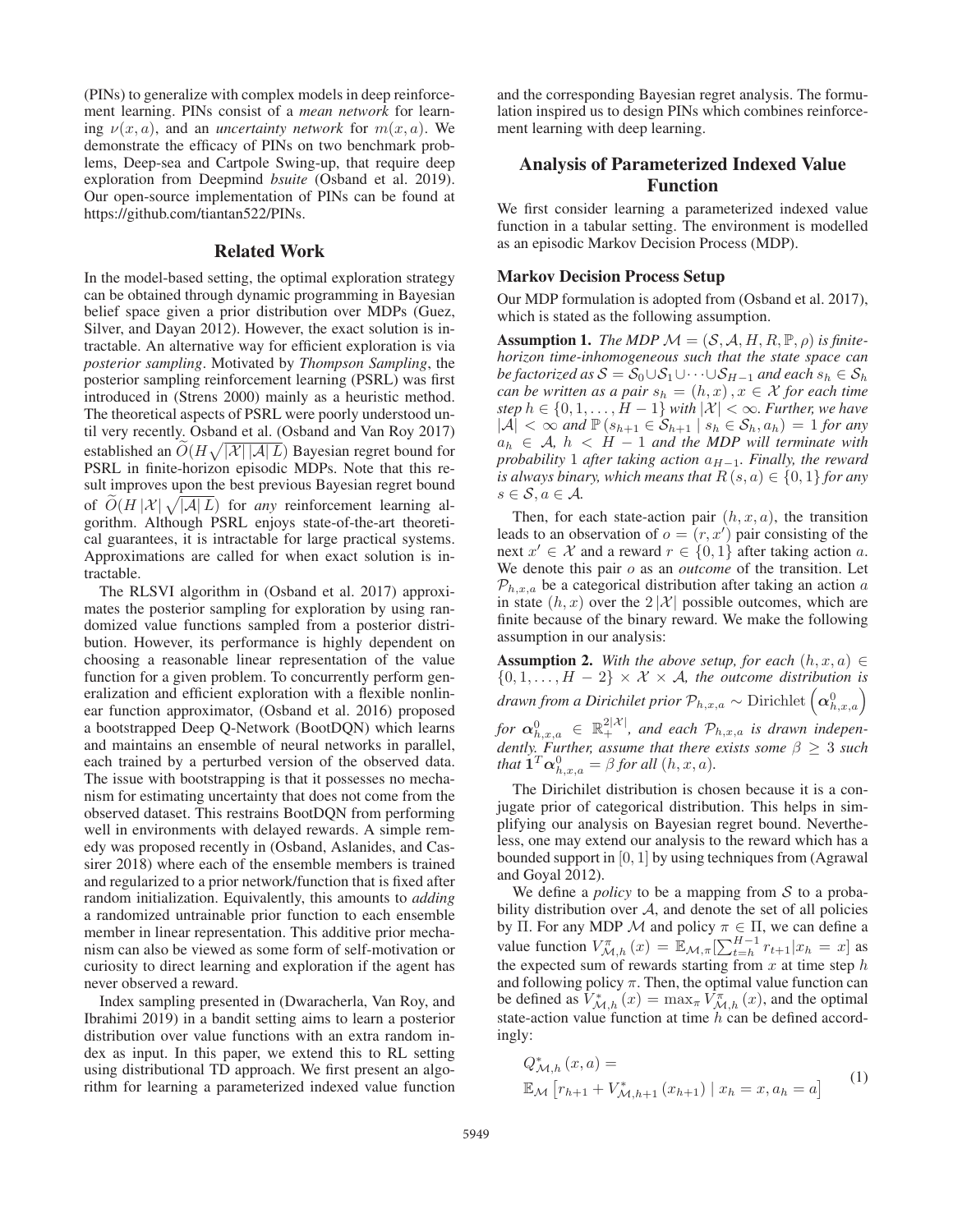(PINs) to generalize with complex models in deep reinforcement learning. PINs consist of a *mean network* for learning $\nu(x, a)$, and an *uncertainty network* for $m(x, a)$. We demonstrate the efficacy of PINs on two benchmark problems, Deep-sea and Cartpole Swing-up, that require deep exploration from Deepmind *bsuite* (Osband et al. 2019). Our open-source implementation of PINs can be found at https://github.com/tiantan522/PINs.

## Related Work

In the model-based setting, the optimal exploration strategy can be obtained through dynamic programming in Bayesian belief space given a prior distribution over MDPs (Guez, Silver, and Dayan 2012). However, the exact solution is intractable. An alternative way for efficient exploration is via *posterior sampling*. Motivated by *Thompson Sampling*, the posterior sampling reinforcement learning (PSRL) was first introduced in (Strens 2000) mainly as a heuristic method. The theoretical aspects of PSRL were poorly understood until very recently. Osband et al. (Osband and Van Roy 2017) established an $\widetilde{O}(H\sqrt{|\mathcal{X}|\,|\mathcal{A}|\,L})$ Bayesian regret bound for PSRL in finite-horizon episodic MDPs. Note that this result improves upon the best previous Bayesian regret bound of $\widetilde{O}(H\,|\mathcal{X}|\sqrt{|\mathcal{A}|\,L})$ for *any* reinforcement learning algorithm. Although PSRL enjoys state-of-the-art theoretical guarantees, it is intractable for large practical systems. Approximations are called for when exact solution is intractable.

The RLSVI algorithm in (Osband et al. 2017) approximates the posterior sampling for exploration by using randomized value functions sampled from a posterior distribution. However, its performance is highly dependent on choosing a reasonable linear representation of the value function for a given problem. To concurrently perform generalization and efficient exploration with a flexible nonlinear function approximator, (Osband et al. 2016) proposed a bootstrapped Deep Q-Network (BootDQN) which learns and maintains an ensemble of neural networks in parallel, each trained by a perturbed version of the observed data. The issue with bootstrapping is that it possesses no mechanism for estimating uncertainty that does not come from the observed dataset. This restrains BootDQN from performing well in environments with delayed rewards. A simple remedy was proposed recently in (Osband, Aslanides, and Cassirer 2018) where each of the ensemble members is trained and regularized to a prior network/function that is fixed after random initialization. Equivalently, this amounts to *adding* a randomized untrainable prior function to each ensemble member in linear representation. This additive prior mechanism can also be viewed as some form of self-motivation or curiosity to direct learning and exploration if the agent has never observed a reward.

Index sampling presented in (Dwaracherla, Van Roy, and Ibrahimi 2019) in a bandit setting aims to learn a posterior distribution over value functions with an extra random index as input. In this paper, we extend this to RL setting using distributional TD approach. We first present an algorithm for learning a parameterized indexed value function and the corresponding Bayesian regret analysis. The formulation inspired us to design PINs which combines reinforcement learning with deep learning.

## Analysis of Parameterized Indexed Value Function

We first consider learning a parameterized indexed value function in a tabular setting. The environment is modelled as an episodic Markov Decision Process (MDP).

### Markov Decision Process Setup

Our MDP formulation is adopted from (Osband et al. 2017), which is stated as the following assumption.

**Assumption 1.** *The MDP $\mathcal{M} = (\mathcal{S}, \mathcal{A}, H, R, \mathbb{P}, \rho)$ is finite-horizon time-inhomogeneous such that the state space can be factorized as $\mathcal{S} = \mathcal{S}_0 \cup \mathcal{S}_1 \cup \cdots \cup \mathcal{S}_{H-1}$ and each $s_h \in \mathcal{S}_h$ can be written as a pair $s_h = (h, x), x \in \mathcal{X}$ for each time step $h \in \{0, 1, \ldots, H-1\}$ with $|\mathcal{X}| < \infty$. Further, we have $|\mathcal{A}| < \infty$ and $\mathbb{P}(s_{h+1} \in \mathcal{S}_{h+1} \mid s_h \in \mathcal{S}_h, a_h) = 1$ for any $a_h \in \mathcal{A}$, $h < H-1$ and the MDP will terminate with probability $1$ after taking action $a_{H-1}$. Finally, the reward is always binary, which means that $R(s, a) \in \{0, 1\}$ for any $s \in \mathcal{S}, a \in \mathcal{A}$.*

Then, for each state-action pair $(h, x, a)$, the transition leads to an observation of $o = (r, x')$ pair consisting of the next $x' \in \mathcal{X}$ and a reward $r \in \{0, 1\}$ after taking action $a$. We denote this pair $o$ as an *outcome* of the transition. Let $\mathcal{P}_{h,x,a}$ be a categorical distribution after taking an action $a$ in state $(h, x)$ over the $2\,|\mathcal{X}|$ possible outcomes, which are finite because of the binary reward. We make the following assumption in our analysis:

**Assumption 2.** *With the above setup, for each $(h, x, a) \in \{0, 1, \ldots, H-2\} \times \mathcal{X} \times \mathcal{A}$, the outcome distribution is drawn from a Dirichilet prior $\mathcal{P}_{h,x,a} \sim \mathrm{Dirichlet}\left(\boldsymbol{\alpha}^0_{h,x,a}\right)$ for $\boldsymbol{\alpha}^0_{h,x,a} \in \mathbb{R}_+^{2|\mathcal{X}|}$, and each $\mathcal{P}_{h,x,a}$ is drawn independently. Further, assume that there exists some $\beta \geq 3$ such that $\mathbf{1}^T \boldsymbol{\alpha}^0_{h,x,a} = \beta$ for all $(h, x, a)$.*

The Dirichlet distribution is chosen because it is a conjugate prior of categorical distribution. This helps in simplifying our analysis on Bayesian regret bound. Nevertheless, one may extend our analysis to the reward which has a bounded support in $[0, 1]$ by using techniques from (Agrawal and Goyal 2012).

We define a *policy* to be a mapping from $\mathcal{S}$ to a probability distribution over $\mathcal{A}$, and denote the set of all policies by $\Pi$. For any MDP $\mathcal{M}$ and policy $\pi \in \Pi$, we can define a value function $V^\pi_{\mathcal{M},h}(x) = \mathbb{E}_{\mathcal{M},\pi}[\sum_{t=h}^{H-1} r_{t+1} | x_h = x]$ as the expected sum of rewards starting from $x$ at time step $h$ and following policy $\pi$. Then, the optimal value function can be defined as $V^*_{\mathcal{M},h}(x) = \max_\pi V^\pi_{\mathcal{M},h}(x)$, and the optimal state-action value function at time $h$ can be defined accordingly:

$$
Q^*_{\mathcal{M},h}(x, a) = \mathbb{E}_{\mathcal{M}}\left[r_{h+1} + V^*_{\mathcal{M},h+1}(x_{h+1}) \mid x_h = x, a_h = a\right] \tag{1}
$$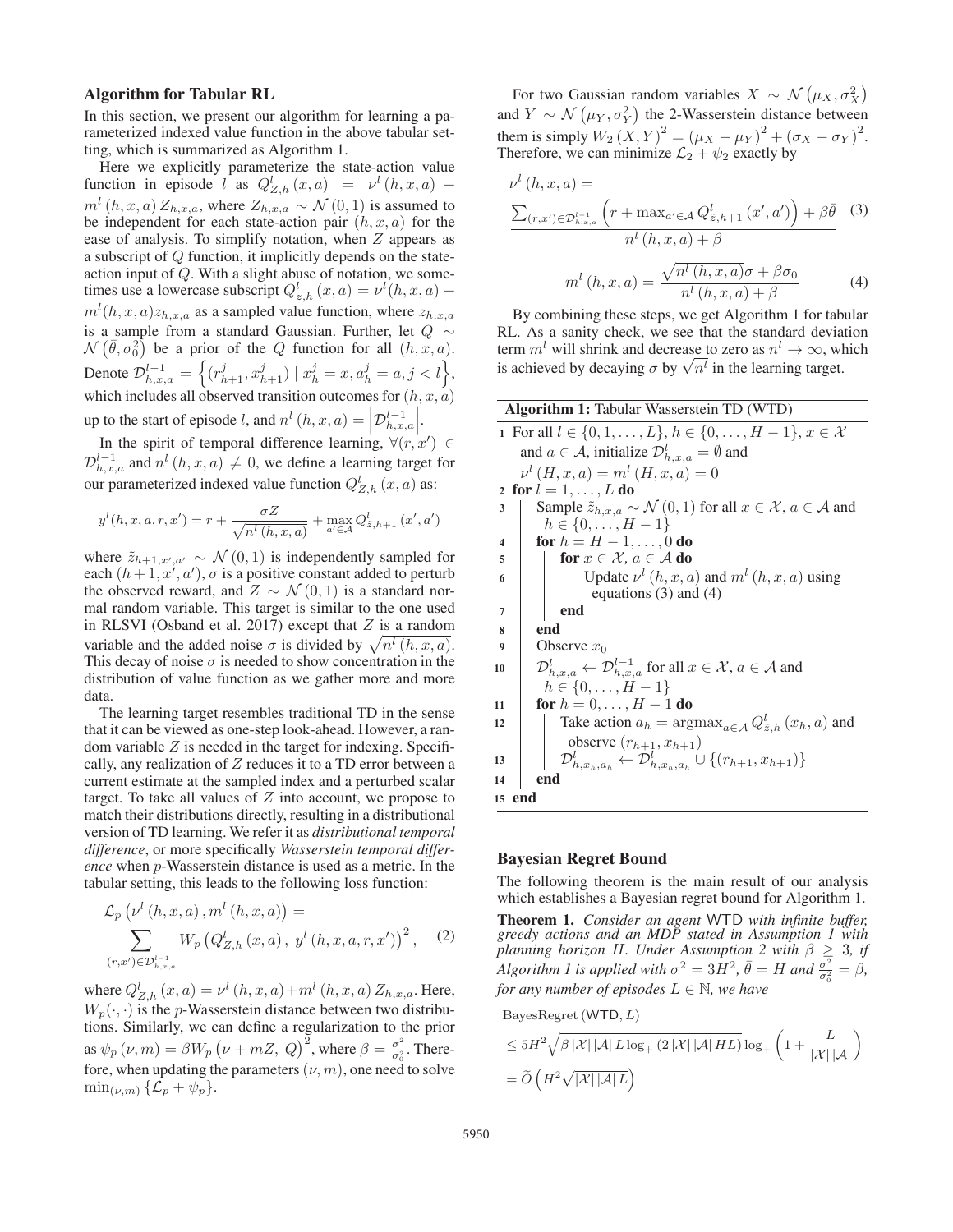## Algorithm for Tabular RL

In this section, we present our algorithm for learning a parameterized indexed value function in the above tabular setting, which is summarized as Algorithm 1.

Here we explicitly parameterize the state-action value function in episode $l$ as $Q^l_{Z,h}(x,a) = \nu^l(h,x,a) + m^l(h,x,a) Z_{h,x,a}$, where $Z_{h,x,a} \sim \mathcal{N}(0,1)$ is assumed to be independent for each state-action pair $(h,x,a)$ for the ease of analysis. To simplify notation, when $Z$ appears as a subscript of $Q$ function, it implicitly depends on the state-action input of $Q$. With a slight abuse of notation, we sometimes use a lowercase subscript $Q^l_{z,h}(x,a) = \nu^l(h,x,a) + m^l(h,x,a) z_{h,x,a}$ as a sampled value function, where $z_{h,x,a}$ is a sample from a standard Gaussian. Further, let $\overline{Q} \sim \mathcal{N}(\bar{\theta}, \sigma_0^2)$ be a prior of the $Q$ function for all $(h,x,a)$. Denote $\mathcal{D}^{l-1}_{h,x,a} = \left\{(r^j_{h+1}, x^j_{h+1}) \mid x^j_h = x, a^j_h = a, j < l\right\}$, which includes all observed transition outcomes for $(h,x,a)$ up to the start of episode $l$, and $n^l(h,x,a) = \left|\mathcal{D}^{l-1}_{h,x,a}\right|$.

In the spirit of temporal difference learning, $\forall (r,x') \in \mathcal{D}^{l-1}_{h,x,a}$ and $n^l(h,x,a) \neq 0$, we define a learning target for our parameterized indexed value function $Q^l_{Z,h}(x,a)$ as:

$$y^l(h,x,a,r,x') = r + \frac{\sigma Z}{\sqrt{n^l(h,x,a)}} + \max_{a' \in \mathcal{A}} Q^l_{\tilde{z},h+1}(x',a')$$

where $\tilde{z}_{h+1,x',a'} \sim \mathcal{N}(0,1)$ is independently sampled for each $(h+1,x',a')$, $\sigma$ is a positive constant added to perturb the observed reward, and $Z \sim \mathcal{N}(0,1)$ is a standard normal random variable. This target is similar to the one used in RLSVI (Osband et al. 2017) except that $Z$ is a random variable and the added noise $\sigma$ is divided by $\sqrt{n^l(h,x,a)}$. This decay of noise $\sigma$ is needed to show concentration in the distribution of value function as we gather more and more data.

The learning target resembles traditional TD in the sense that it can be viewed as one-step look-ahead. However, a random variable $Z$ is needed in the target for indexing. Specifically, any realization of $Z$ reduces it to a TD error between a current estimate at the sampled index and a perturbed scalar target. To take all values of $Z$ into account, we propose to match their distributions directly, resulting in a distributional version of TD learning. We refer it as *distributional temporal difference*, or more specifically *Wasserstein temporal difference* when $p$-Wasserstein distance is used as a metric. In the tabular setting, this leads to the following loss function:

$$\mathcal{L}_p\left(\nu^l(h,x,a), m^l(h,x,a)\right) = \sum_{(r,x') \in \mathcal{D}^{l-1}_{h,x,a}} W_p\left(Q^l_{Z,h}(x,a),\, y^l(h,x,a,r,x')\right)^2, \quad (2)$$

where $Q^l_{Z,h}(x,a) = \nu^l(h,x,a) + m^l(h,x,a) Z_{h,x,a}$. Here, $W_p(\cdot,\cdot)$ is the $p$-Wasserstein distance between two distributions. Similarly, we can define a regularization to the prior as $\psi_p(\nu,m) = \beta W_p\left(\nu + mZ,\, \overline{Q}\right)^2$, where $\beta = \frac{\sigma^2}{\sigma_0^2}$. Therefore, when updating the parameters $(\nu,m)$, one need to solve $\min_{(\nu,m)} \{\mathcal{L}_p + \psi_p\}$.

For two Gaussian random variables $X \sim \mathcal{N}(\mu_X, \sigma_X^2)$ and $Y \sim \mathcal{N}(\mu_Y, \sigma_Y^2)$ the 2-Wasserstein distance between them is simply $W_2(X,Y)^2 = (\mu_X - \mu_Y)^2 + (\sigma_X - \sigma_Y)^2$. Therefore, we can minimize $\mathcal{L}_2 + \psi_2$ exactly by

$$\nu^l(h,x,a) = \frac{\sum_{(r,x') \in \mathcal{D}^{l-1}_{h,x,a}} \left(r + \max_{a' \in \mathcal{A}} Q^l_{\tilde{z},h+1}(x',a')\right) + \beta\bar{\theta}}{n^l(h,x,a) + \beta} \quad (3)$$

$$m^l(h,x,a) = \frac{\sqrt{n^l(h,x,a)}\sigma + \beta\sigma_0}{n^l(h,x,a) + \beta} \quad (4)$$

By combining these steps, we get Algorithm 1 for tabular RL. As a sanity check, we see that the standard deviation term $m^l$ will shrink and decrease to zero as $n^l \to \infty$, which is achieved by decaying $\sigma$ by $\sqrt{n^l}$ in the learning target.

**Algorithm 1:** Tabular Wasserstein TD (WTD)

```
1  For all l ∈ {0, 1, ..., L}, h ∈ {0, ..., H − 1}, x ∈ X
     and a ∈ A, initialize D^l_{h,x,a} = ∅ and
     ν^l(H, x, a) = m^l(H, x, a) = 0
2  for l = 1, ..., L do
3      Sample z̃_{h,x,a} ~ N(0, 1) for all x ∈ X, a ∈ A and
         h ∈ {0, ..., H − 1}
4      for h = H − 1, ..., 0 do
5          for x ∈ X, a ∈ A do
6              Update ν^l(h, x, a) and m^l(h, x, a) using
                 equations (3) and (4)
7          end
8      end
9      Observe x_0
10     D^l_{h,x,a} ← D^{l−1}_{h,x,a} for all x ∈ X, a ∈ A and
         h ∈ {0, ..., H − 1}
11     for h = 0, ..., H − 1 do
12         Take action a_h = argmax_{a∈A} Q^l_{z̃,h}(x_h, a) and
             observe (r_{h+1}, x_{h+1})
13         D^l_{h,x_h,a_h} ← D^l_{h,x_h,a_h} ∪ {(r_{h+1}, x_{h+1})}
14     end
15 end
```

## Bayesian Regret Bound

The following theorem is the main result of our analysis which establishes a Bayesian regret bound for Algorithm 1.

**Theorem 1.** *Consider an agent* WTD *with infinite buffer, greedy actions and an MDP stated in Assumption 1 with planning horizon $H$. Under Assumption 2 with $\beta \geq 3$, if Algorithm 1 is applied with $\sigma^2 = 3H^2$, $\bar{\theta} = H$ and $\frac{\sigma^2}{\sigma_0^2} = \beta$, for any number of episodes $L \in \mathbb{N}$, we have*

$$\begin{aligned}
&\text{BayesRegret}(\mathsf{WTD}, L) \\
&\leq 5H^2\sqrt{\beta\,|\mathcal{X}|\,|\mathcal{A}|\,L\log_+\left(2\,|\mathcal{X}|\,|\mathcal{A}|\,HL\right)}\,\log_+\left(1 + \frac{L}{|\mathcal{X}|\,|\mathcal{A}|}\right) \\
&= \tilde{O}\left(H^2\sqrt{|\mathcal{X}|\,|\mathcal{A}|\,L}\right)
\end{aligned}$$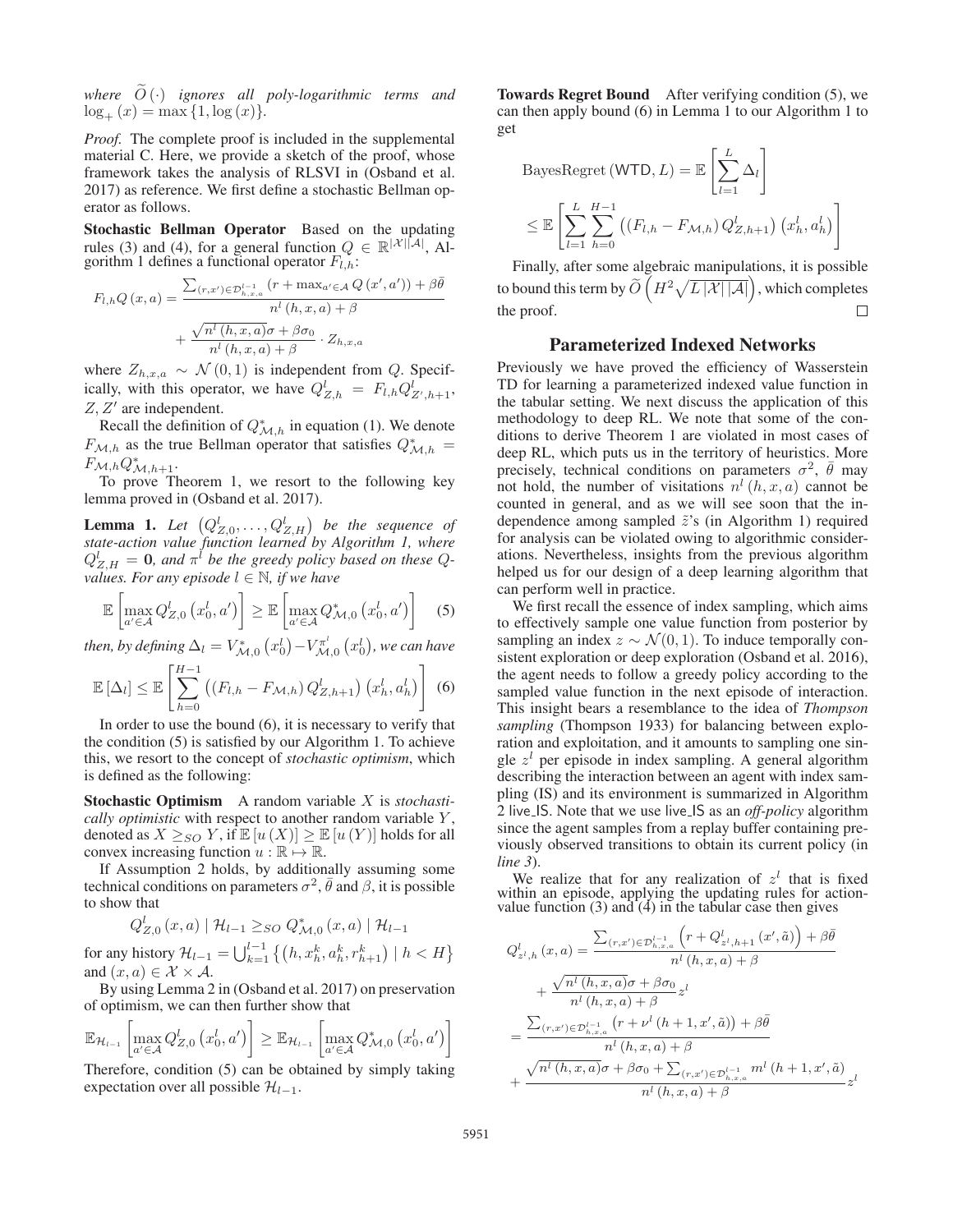*where* $\widetilde{O}(\cdot)$ *ignores all poly-logarithmic terms and* $\log_+(x) = \max\{1, \log(x)\}$.

*Proof.* The complete proof is included in the supplemental material C. Here, we provide a sketch of the proof, whose framework takes the analysis of RLSVI in (Osband et al. 2017) as reference. We first define a stochastic Bellman operator as follows.

**Stochastic Bellman Operator** Based on the updating rules (3) and (4), for a general function $Q \in \mathbb{R}^{|\mathcal{X}||\mathcal{A}|}$, Algorithm 1 defines a functional operator $F_{l,h}$:

$$F_{l,h}Q(x,a) = \frac{\sum_{(r,x') \in \mathcal{D}^{l-1}_{h,x,a}} (r + \max_{a' \in \mathcal{A}} Q(x', a')) + \beta\bar{\theta}}{n^l(h,x,a) + \beta} + \frac{\sqrt{n^l(h,x,a)}\sigma + \beta\sigma_0}{n^l(h,x,a) + \beta} \cdot Z_{h,x,a}$$

where $Z_{h,x,a} \sim \mathcal{N}(0,1)$ is independent from $Q$. Specifically, with this operator, we have $Q^l_{Z,h} = F_{l,h}Q^l_{Z',h+1}$, $Z, Z'$ are independent.

Recall the definition of $Q^*_{\mathcal{M},h}$ in equation (1). We denote $F_{\mathcal{M},h}$ as the true Bellman operator that satisfies $Q^*_{\mathcal{M},h} = F_{\mathcal{M},h}Q^*_{\mathcal{M},h+1}$.

To prove Theorem 1, we resort to the following key lemma proved in (Osband et al. 2017).

**Lemma 1.** *Let* $\left(Q^l_{Z,0}, \ldots, Q^l_{Z,H}\right)$ *be the sequence of state-action value function learned by Algorithm 1, where* $Q^l_{Z,H} = \mathbf{0}$*, and* $\pi^l$ *be the greedy policy based on these Q-values. For any episode* $l \in \mathbb{N}$*, if we have*

$$\mathbb{E}\left[\max_{a' \in \mathcal{A}} Q^l_{Z,0}\left(x^l_0, a'\right)\right] \geq \mathbb{E}\left[\max_{a' \in \mathcal{A}} Q^*_{\mathcal{M},0}\left(x^l_0, a'\right)\right] \quad (5)$$

*then, by defining* $\Delta_l = V^*_{\mathcal{M},0}\left(x^l_0\right) - V^{\pi^l}_{\mathcal{M},0}\left(x^l_0\right)$*, we can have*

$$\mathbb{E}\left[\Delta_l\right] \leq \mathbb{E}\left[\sum_{h=0}^{H-1}\left(\left(F_{l,h} - F_{\mathcal{M},h}\right)Q^l_{Z,h+1}\right)\left(x^l_h, a^l_h\right)\right] \quad (6)$$

In order to use the bound (6), it is necessary to verify that the condition (5) is satisfied by our Algorithm 1. To achieve this, we resort to the concept of *stochastic optimism*, which is defined as the following:

**Stochastic Optimism** A random variable $X$ is *stochastically optimistic* with respect to another random variable $Y$, denoted as $X \geq_{SO} Y$, if $\mathbb{E}[u(X)] \geq \mathbb{E}[u(Y)]$ holds for all convex increasing function $u: \mathbb{R} \mapsto \mathbb{R}$.

If Assumption 2 holds, by additionally assuming some technical conditions on parameters $\sigma^2$, $\bar{\theta}$ and $\beta$, it is possible to show that

$$Q^l_{Z,0}(x,a) \mid \mathcal{H}_{l-1} \geq_{SO} Q^*_{\mathcal{M},0}(x,a) \mid \mathcal{H}_{l-1}$$

for any history $\mathcal{H}_{l-1} = \bigcup_{k=1}^{l-1}\left\{\left(h, x^k_h, a^k_h, r^k_{h+1}\right) \mid h < H\right\}$ and $(x,a) \in \mathcal{X} \times \mathcal{A}$.

By using Lemma 2 in (Osband et al. 2017) on preservation of optimism, we can then further show that

$$\mathbb{E}_{\mathcal{H}_{l-1}}\left[\max_{a' \in \mathcal{A}} Q^l_{Z,0}\left(x^l_0, a'\right)\right] \geq \mathbb{E}_{\mathcal{H}_{l-1}}\left[\max_{a' \in \mathcal{A}} Q^*_{\mathcal{M},0}\left(x^l_0, a'\right)\right]$$

Therefore, condition (5) can be obtained by simply taking expectation over all possible $\mathcal{H}_{l-1}$.

**Towards Regret Bound** After verifying condition (5), we can then apply bound (6) in Lemma 1 to our Algorithm 1 to get

$$\text{BayesRegret}(\mathsf{WTD}, L) = \mathbb{E}\left[\sum_{l=1}^{L}\Delta_l\right] \leq \mathbb{E}\left[\sum_{l=1}^{L}\sum_{h=0}^{H-1}\left(\left(F_{l,h} - F_{\mathcal{M},h}\right)Q^l_{Z,h+1}\right)\left(x^l_h, a^l_h\right)\right]$$

Finally, after some algebraic manipulations, it is possible to bound this term by $\widetilde{O}\left(H^2\sqrt{L|\mathcal{X}||\mathcal{A}|}\right)$, which completes the proof. $\square$

## Parameterized Indexed Networks

Previously we have proved the efficiency of Wasserstein TD for learning a parameterized indexed value function in the tabular setting. We next discuss the application of this methodology to deep RL. We note that some of the conditions to derive Theorem 1 are violated in most cases of deep RL, which puts us in the territory of heuristics. More precisely, technical conditions on parameters $\sigma^2$, $\bar{\theta}$ may not hold, the number of visitations $n^l(h,x,a)$ cannot be counted in general, and as we will see soon that the independence among sampled $\tilde{z}$'s (in Algorithm 1) required for analysis can be violated owing to algorithmic considerations. Nevertheless, insights from the previous algorithm helped us for our design of a deep learning algorithm that can perform well in practice.

We first recall the essence of index sampling, which aims to effectively sample one value function from posterior by sampling an index $z \sim \mathcal{N}(0,1)$. To induce temporally consistent exploration or deep exploration (Osband et al. 2016), the agent needs to follow a greedy policy according to the sampled value function in the next episode of interaction. This insight bears a resemblance to the idea of *Thompson sampling* (Thompson 1933) for balancing between exploration and exploitation, and it amounts to sampling one single $z^l$ per episode in index sampling. A general algorithm describing the interaction between an agent with index sampling (IS) and its environment is summarized in Algorithm 2 live_IS. Note that we use live_IS as an *off-policy* algorithm since the agent samples from a replay buffer containing previously observed transitions to obtain its current policy (in *line 3*).

We realize that for any realization of $z^l$ that is fixed within an episode, applying the updating rules for action-value function (3) and (4) in the tabular case then gives

$$\begin{aligned}
Q^l_{z^l,h}(x,a) &= \frac{\sum_{(r,x') \in \mathcal{D}^{l-1}_{h,x,a}}\left(r + Q^l_{z^l,h+1}(x', \tilde{a})\right) + \beta\bar{\theta}}{n^l(h,x,a) + \beta} + \frac{\sqrt{n^l(h,x,a)}\sigma + \beta\sigma_0}{n^l(h,x,a) + \beta} z^l \\
&= \frac{\sum_{(r,x') \in \mathcal{D}^{l-1}_{h,x,a}}\left(r + \nu^l(h+1, x', \tilde{a})\right) + \beta\bar{\theta}}{n^l(h,x,a) + \beta} + \frac{\sqrt{n^l(h,x,a)}\sigma + \beta\sigma_0 + \sum_{(r,x') \in \mathcal{D}^{l-1}_{h,x,a}} m^l(h+1, x', \tilde{a})}{n^l(h,x,a) + \beta} z^l
\end{aligned}$$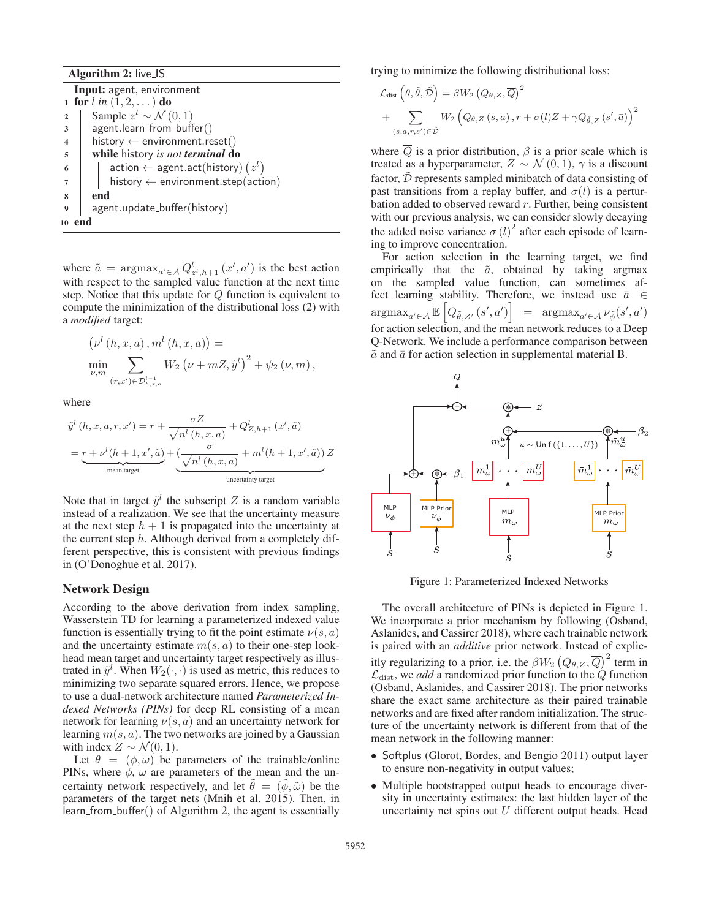**Algorithm 2:** live_IS

**Input:** agent, environment

```
1  for l in (1, 2, ...) do
2      Sample z^l ~ N(0, 1)
3      agent.learn_from_buffer()
4      history ← environment.reset()
5      while history is not terminal do
6          action ← agent.act(history) (z^l)
7          history ← environment.step(action)
8      end
9      agent.update_buffer(history)
10 end
```

where $\tilde{a} = \mathrm{argmax}_{a' \in \mathcal{A}} Q^l_{z^l, h+1}(x', a')$ is the best action with respect to the sampled value function at the next time step. Notice that this update for $Q$ function is equivalent to compute the minimization of the distributional loss (2) with a *modified* target:

$$\left(\nu^l(h,x,a), m^l(h,x,a)\right) = \min_{\nu, m} \sum_{(r,x') \in \mathcal{D}^{l-1}_{h,x,a}} W_2\left(\nu + mZ, \tilde{y}^l\right)^2 + \psi_2(\nu, m),$$

where

$$\tilde{y}^l(h,x,a,r,x') = r + \frac{\sigma Z}{\sqrt{n^l(h,x,a)}} + Q^l_{Z,h+1}(x', \tilde{a})$$
$$= \underbrace{r + \nu^l(h+1, x', \tilde{a})}_{\text{mean target}} + \underbrace{\left(\frac{\sigma}{\sqrt{n^l(h,x,a)}} + m^l(h+1, x', \tilde{a})\right) Z}_{\text{uncertainty target}}$$

Note that in target $\tilde{y}^l$ the subscript $Z$ is a random variable instead of a realization. We see that the uncertainty measure at the next step $h+1$ is propagated into the uncertainty at the current step $h$. Although derived from a completely different perspective, this is consistent with previous findings in (O'Donoghue et al. 2017).

## Network Design

According to the above derivation from index sampling, Wasserstein TD for learning a parameterized indexed value function is essentially trying to fit the point estimate $\nu(s,a)$ and the uncertainty estimate $m(s,a)$ to their one-step lookahead mean target and uncertainty target respectively as illustrated in $\tilde{y}^l$. When $W_2(\cdot,\cdot)$ is used as metric, this reduces to minimizing two separate squared errors. Hence, we propose to use a dual-network architecture named *Parameterized Indexed Networks (PINs)* for deep RL consisting of a mean network for learning $\nu(s,a)$ and an uncertainty network for learning $m(s,a)$. The two networks are joined by a Gaussian with index $Z \sim \mathcal{N}(0,1)$.

Let $\theta = (\phi, \omega)$ be parameters of the trainable/online PINs, where $\phi$, $\omega$ are parameters of the mean and the uncertainty network respectively, and let $\tilde{\theta} = (\tilde{\phi}, \tilde{\omega})$ be the parameters of the target nets (Mnih et al. 2015). Then, in learn_from_buffer() of Algorithm 2, the agent is essentially trying to minimize the following distributional loss:

$$\mathcal{L}_{\text{dist}}\left(\theta, \tilde{\theta}, \tilde{\mathcal{D}}\right) = \beta W_2\left(Q_{\theta,Z}, \overline{Q}\right)^2 + \sum_{(s,a,r,s') \in \tilde{\mathcal{D}}} W_2\left(Q_{\theta,Z}(s,a), r + \sigma(l)Z + \gamma Q_{\tilde{\theta},Z}(s', \bar{a})\right)^2$$

where $\overline{Q}$ is a prior distribution, $\beta$ is a prior scale which is treated as a hyperparameter, $Z \sim \mathcal{N}(0,1)$, $\gamma$ is a discount factor, $\tilde{\mathcal{D}}$ represents sampled minibatch of data consisting of past transitions from a replay buffer, and $\sigma(l)$ is a perturbation added to observed reward $r$. Further, being consistent with our previous analysis, we can consider slowly decaying the added noise variance $\sigma(l)^2$ after each episode of learning to improve concentration.

For action selection in the learning target, we find empirically that the $\tilde{a}$, obtained by taking argmax on the sampled value function, can sometimes affect learning stability. Therefore, we use instead use $\bar{a} \in \mathrm{argmax}_{a' \in \mathcal{A}} \mathbb{E}\left[Q_{\tilde{\theta},Z'}(s',a')\right] = \mathrm{argmax}_{a' \in \mathcal{A}} \nu_{\tilde{\phi}}(s',a')$ for action selection, and the mean network reduces to a Deep Q-Network. We include a performance comparison between $\tilde{a}$ and $\bar{a}$ for action selection in supplemental material B.

Figure 1: Parameterized Indexed Networks

The overall architecture of PINs is depicted in Figure 1. We incorporate a prior mechanism by following (Osband, Aslanides, and Cassirer 2018), where each trainable network is paired with an *additive* prior network. Instead of explicitly regularizing to a prior, i.e. the $\beta W_2\left(Q_{\theta,Z}, \overline{Q}\right)^2$ term in $\mathcal{L}_{\text{dist}}$, we *add* a randomized prior function to the $Q$ function (Osband, Aslanides, and Cassirer 2018). The prior networks share the exact same architecture as their paired trainable networks and are fixed after random initialization. The structure of the uncertainty network is different from that of the mean network in the following manner:

- Softplus (Glorot, Bordes, and Bengio 2011) output layer to ensure non-negativity in output values;
- Multiple bootstrapped output heads to encourage diversity in uncertainty estimates: the last hidden layer of the uncertainty net spins out $U$ different output heads. Head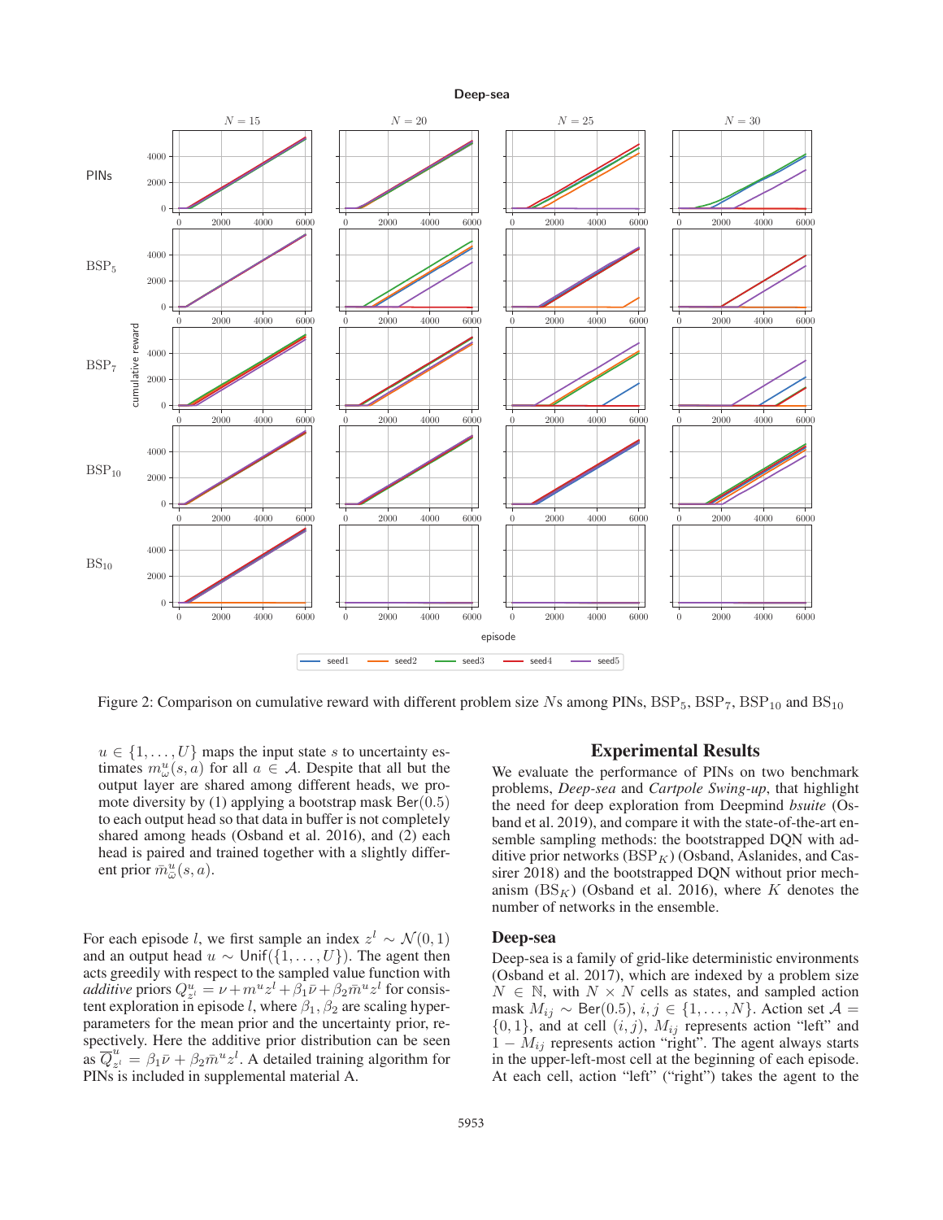Figure 2: Comparison on cumulative reward with different problem size $N$s among PINs, $\text{BSP}_5$, $\text{BSP}_7$, $\text{BSP}_{10}$ and $\text{BS}_{10}$

$u \in \{1, \ldots, U\}$ maps the input state $s$ to uncertainty estimates $m^u_\omega(s, a)$ for all $a \in \mathcal{A}$. Despite that all but the output layer are shared among different heads, we promote diversity by (1) applying a bootstrap mask $\text{Ber}(0.5)$ to each output head so that data in buffer is not completely shared among heads (Osband et al. 2016), and (2) each head is paired and trained together with a slightly different prior $\bar{m}^u_\omega(s, a)$.

For each episode $l$, we first sample an index $z^l \sim \mathcal{N}(0, 1)$ and an output head $u \sim \text{Unif}(\{1, \ldots, U\})$. The agent then acts greedily with respect to the sampled value function with *additive* priors $Q^u_{z^l} = \nu + m^u z^l + \beta_1 \bar{\nu} + \beta_2 \bar{m}^u z^l$ for consistent exploration in episode $l$, where $\beta_1, \beta_2$ are scaling hyperparameters for the mean prior and the uncertainty prior, respectively. Here the additive prior distribution can be seen as $\overline{Q}^u_{z^l} = \beta_1 \bar{\nu} + \beta_2 \bar{m}^u z^l$. A detailed training algorithm for PINs is included in supplemental material A.

## Experimental Results

We evaluate the performance of PINs on two benchmark problems, *Deep-sea* and *Cartpole Swing-up*, that highlight the need for deep exploration from Deepmind *bsuite* (Osband et al. 2019), and compare it with the state-of-the-art ensemble sampling methods: the bootstrapped DQN with additive prior networks ($\text{BSP}_K$) (Osband, Aslanides, and Cassirer 2018) and the bootstrapped DQN without prior mechanism ($\text{BS}_K$) (Osband et al. 2016), where $K$ denotes the number of networks in the ensemble.

### Deep-sea

Deep-sea is a family of grid-like deterministic environments (Osband et al. 2017), which are indexed by a problem size $N \in \mathbb{N}$, with $N \times N$ cells as states, and sampled action mask $M_{ij} \sim \text{Ber}(0.5)$, $i, j \in \{1, \ldots, N\}$. Action set $\mathcal{A} = \{0, 1\}$, and at cell $(i, j)$, $M_{ij}$ represents action "left" and $1 - M_{ij}$ represents action "right". The agent always starts in the upper-left-most cell at the beginning of each episode. At each cell, action "left" ("right") takes the agent to the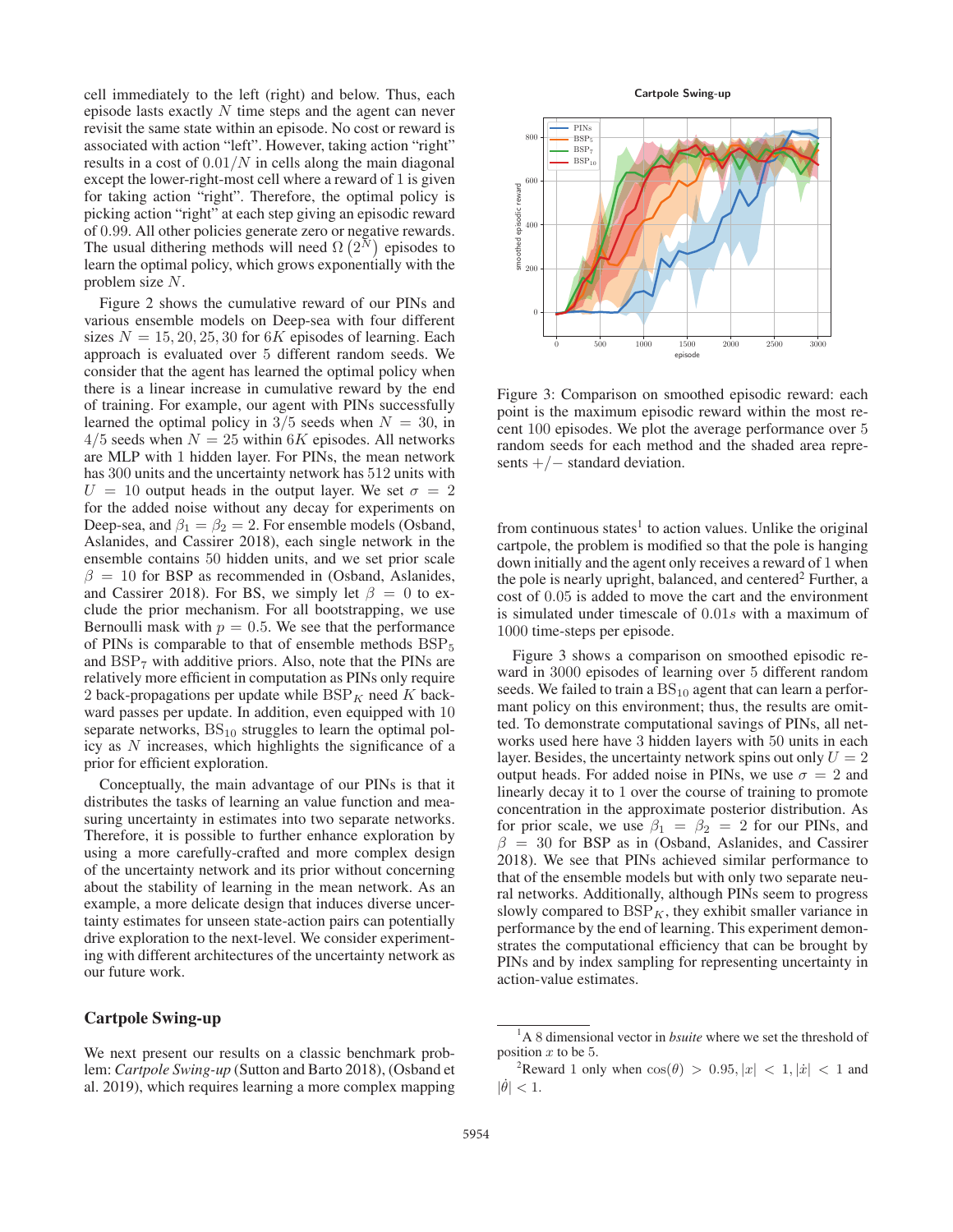cell immediately to the left (right) and below. Thus, each episode lasts exactly $N$ time steps and the agent can never revisit the same state within an episode. No cost or reward is associated with action "left". However, taking action "right" results in a cost of $0.01/N$ in cells along the main diagonal except the lower-right-most cell where a reward of 1 is given for taking action "right". Therefore, the optimal policy is picking action "right" at each step giving an episodic reward of 0.99. All other policies generate zero or negative rewards. The usual dithering methods will need $\Omega\left(2^N\right)$ episodes to learn the optimal policy, which grows exponentially with the problem size $N$.

Figure 2 shows the cumulative reward of our PINs and various ensemble models on Deep-sea with four different sizes $N = 15, 20, 25, 30$ for $6K$ episodes of learning. Each approach is evaluated over 5 different random seeds. We consider that the agent has learned the optimal policy when there is a linear increase in cumulative reward by the end of training. For example, our agent with PINs successfully learned the optimal policy in $3/5$ seeds when $N = 30$, in $4/5$ seeds when $N = 25$ within $6K$ episodes. All networks are MLP with 1 hidden layer. For PINs, the mean network has 300 units and the uncertainty network has 512 units with $U = 10$ output heads in the output layer. We set $\sigma = 2$ for the added noise without any decay for experiments on Deep-sea, and $\beta_1 = \beta_2 = 2$. For ensemble models (Osband, Aslanides, and Cassirer 2018), each single network in the ensemble contains 50 hidden units, and we set prior scale $\beta = 10$ for BSP as recommended in (Osband, Aslanides, and Cassirer 2018). For BS, we simply let $\beta = 0$ to exclude the prior mechanism. For all bootstrapping, we use Bernoulli mask with $p = 0.5$. We see that the performance of PINs is comparable to that of ensemble methods $\text{BSP}_5$ and $\text{BSP}_7$ with additive priors. Also, note that the PINs are relatively more efficient in computation as PINs only require 2 back-propagations per update while $\text{BSP}_K$ need $K$ backward passes per update. In addition, even equipped with 10 separate networks, $\text{BS}_{10}$ struggles to learn the optimal policy as $N$ increases, which highlights the significance of a prior for efficient exploration.

Conceptually, the main advantage of our PINs is that it distributes the tasks of learning an value function and measuring uncertainty in estimates into two separate networks. Therefore, it is possible to further enhance exploration by using a more carefully-crafted and more complex design of the uncertainty network and its prior without concerning about the stability of learning in the mean network. As an example, a more delicate design that induces diverse uncertainty estimates for unseen state-action pairs can potentially drive exploration to the next-level. We consider experimenting with different architectures of the uncertainty network as our future work.

## Cartpole Swing-up

We next present our results on a classic benchmark problem: *Cartpole Swing-up* (Sutton and Barto 2018), (Osband et al. 2019), which requires learning a more complex mapping from continuous states[1] to action values. Unlike the original cartpole, the problem is modified so that the pole is hanging down initially and the agent only receives a reward of 1 when the pole is nearly upright, balanced, and centered[2] Further, a cost of 0.05 is added to move the cart and the environment is simulated under timescale of $0.01s$ with a maximum of 1000 time-steps per episode.

Figure 3: Comparison on smoothed episodic reward: each point is the maximum episodic reward within the most recent 100 episodes. We plot the average performance over 5 random seeds for each method and the shaded area represents $+/-$ standard deviation.

Figure 3 shows a comparison on smoothed episodic reward in 3000 episodes of learning over 5 different random seeds. We failed to train a $\text{BS}_{10}$ agent that can learn a performant policy on this environment; thus, the results are omitted. To demonstrate computational savings of PINs, all networks used here have 3 hidden layers with 50 units in each layer. Besides, the uncertainty network spins out only $U = 2$ output heads. For added noise in PINs, we use $\sigma = 2$ and linearly decay it to 1 over the course of training to promote concentration in the approximate posterior distribution. As for prior scale, we use $\beta_1 = \beta_2 = 2$ for our PINs, and $\beta = 30$ for BSP as in (Osband, Aslanides, and Cassirer 2018). We see that PINs achieved similar performance to that of the ensemble models but with only two separate neural networks. Additionally, although PINs seem to progress slowly compared to $\text{BSP}_K$, they exhibit smaller variance in performance by the end of learning. This experiment demonstrates the computational efficiency that can be brought by PINs and by index sampling for representing uncertainty in action-value estimates.

[1] A 8 dimensional vector in *bsuite* where we set the threshold of position $x$ to be 5.

[2] Reward 1 only when $\cos(\theta) > 0.95, |x| < 1, |\dot{x}| < 1$ and $|\dot{\theta}| < 1$.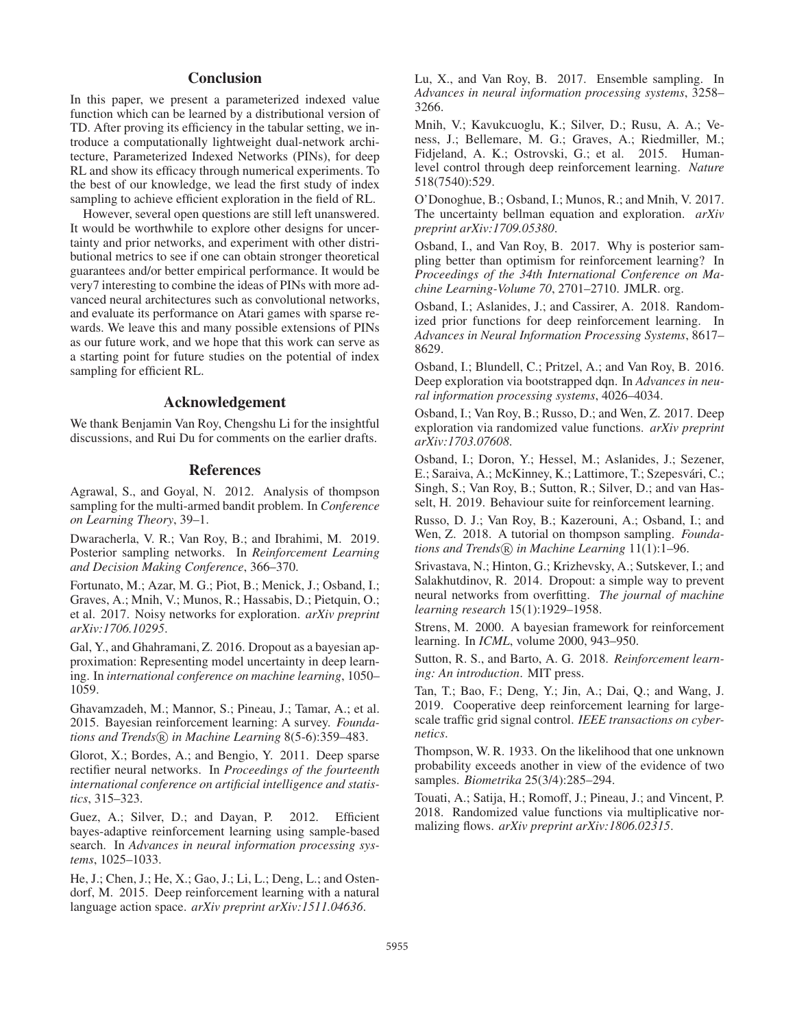## Conclusion

In this paper, we present a parameterized indexed value function which can be learned by a distributional version of TD. After proving its efficiency in the tabular setting, we introduce a computationally lightweight dual-network architecture, Parameterized Indexed Networks (PINs), for deep RL and show its efficacy through numerical experiments. To the best of our knowledge, we lead the first study of index sampling to achieve efficient exploration in the field of RL.

However, several open questions are still left unanswered. It would be worthwhile to explore other designs for uncertainty and prior networks, and experiment with other distributional metrics to see if one can obtain stronger theoretical guarantees and/or better empirical performance. It would be very7 interesting to combine the ideas of PINs with more advanced neural architectures such as convolutional networks, and evaluate its performance on Atari games with sparse rewards. We leave this and many possible extensions of PINs as our future work, and we hope that this work can serve as a starting point for future studies on the potential of index sampling for efficient RL.

## Acknowledgement

We thank Benjamin Van Roy, Chengshu Li for the insightful discussions, and Rui Du for comments on the earlier drafts.

## References

Agrawal, S., and Goyal, N. 2012. Analysis of thompson sampling for the multi-armed bandit problem. In *Conference on Learning Theory*, 39–1.

Dwaracherla, V. R.; Van Roy, B.; and Ibrahimi, M. 2019. Posterior sampling networks. In *Reinforcement Learning and Decision Making Conference*, 366–370.

Fortunato, M.; Azar, M. G.; Piot, B.; Menick, J.; Osband, I.; Graves, A.; Mnih, V.; Munos, R.; Hassabis, D.; Pietquin, O.; et al. 2017. Noisy networks for exploration. *arXiv preprint arXiv:1706.10295*.

Gal, Y., and Ghahramani, Z. 2016. Dropout as a bayesian approximation: Representing model uncertainty in deep learning. In *international conference on machine learning*, 1050–1059.

Ghavamzadeh, M.; Mannor, S.; Pineau, J.; Tamar, A.; et al. 2015. Bayesian reinforcement learning: A survey. *Foundations and Trends® in Machine Learning* 8(5-6):359–483.

Glorot, X.; Bordes, A.; and Bengio, Y. 2011. Deep sparse rectifier neural networks. In *Proceedings of the fourteenth international conference on artificial intelligence and statistics*, 315–323.

Guez, A.; Silver, D.; and Dayan, P. 2012. Efficient bayes-adaptive reinforcement learning using sample-based search. In *Advances in neural information processing systems*, 1025–1033.

He, J.; Chen, J.; He, X.; Gao, J.; Li, L.; Deng, L.; and Ostendorf, M. 2015. Deep reinforcement learning with a natural language action space. *arXiv preprint arXiv:1511.04636*.

Lu, X., and Van Roy, B. 2017. Ensemble sampling. In *Advances in neural information processing systems*, 3258–3266.

Mnih, V.; Kavukcuoglu, K.; Silver, D.; Rusu, A. A.; Veness, J.; Bellemare, M. G.; Graves, A.; Riedmiller, M.; Fidjeland, A. K.; Ostrovski, G.; et al. 2015. Human-level control through deep reinforcement learning. *Nature* 518(7540):529.

O'Donoghue, B.; Osband, I.; Munos, R.; and Mnih, V. 2017. The uncertainty bellman equation and exploration. *arXiv preprint arXiv:1709.05380*.

Osband, I., and Van Roy, B. 2017. Why is posterior sampling better than optimism for reinforcement learning? In *Proceedings of the 34th International Conference on Machine Learning-Volume 70*, 2701–2710. JMLR. org.

Osband, I.; Aslanides, J.; and Cassirer, A. 2018. Randomized prior functions for deep reinforcement learning. In *Advances in Neural Information Processing Systems*, 8617–8629.

Osband, I.; Blundell, C.; Pritzel, A.; and Van Roy, B. 2016. Deep exploration via bootstrapped dqn. In *Advances in neural information processing systems*, 4026–4034.

Osband, I.; Van Roy, B.; Russo, D.; and Wen, Z. 2017. Deep exploration via randomized value functions. *arXiv preprint arXiv:1703.07608*.

Osband, I.; Doron, Y.; Hessel, M.; Aslanides, J.; Sezener, E.; Saraiva, A.; McKinney, K.; Lattimore, T.; Szepesvári, C.; Singh, S.; Van Roy, B.; Sutton, R.; Silver, D.; and van Hasselt, H. 2019. Behaviour suite for reinforcement learning.

Russo, D. J.; Van Roy, B.; Kazerouni, A.; Osband, I.; and Wen, Z. 2018. A tutorial on thompson sampling. *Foundations and Trends® in Machine Learning* 11(1):1–96.

Srivastava, N.; Hinton, G.; Krizhevsky, A.; Sutskever, I.; and Salakhutdinov, R. 2014. Dropout: a simple way to prevent neural networks from overfitting. *The journal of machine learning research* 15(1):1929–1958.

Strens, M. 2000. A bayesian framework for reinforcement learning. In *ICML*, volume 2000, 943–950.

Sutton, R. S., and Barto, A. G. 2018. *Reinforcement learning: An introduction*. MIT press.

Tan, T.; Bao, F.; Deng, Y.; Jin, A.; Dai, Q.; and Wang, J. 2019. Cooperative deep reinforcement learning for large-scale traffic grid signal control. *IEEE transactions on cybernetics*.

Thompson, W. R. 1933. On the likelihood that one unknown probability exceeds another in view of the evidence of two samples. *Biometrika* 25(3/4):285–294.

Touati, A.; Satija, H.; Romoff, J.; Pineau, J.; and Vincent, P. 2018. Randomized value functions via multiplicative normalizing flows. *arXiv preprint arXiv:1806.02315*.